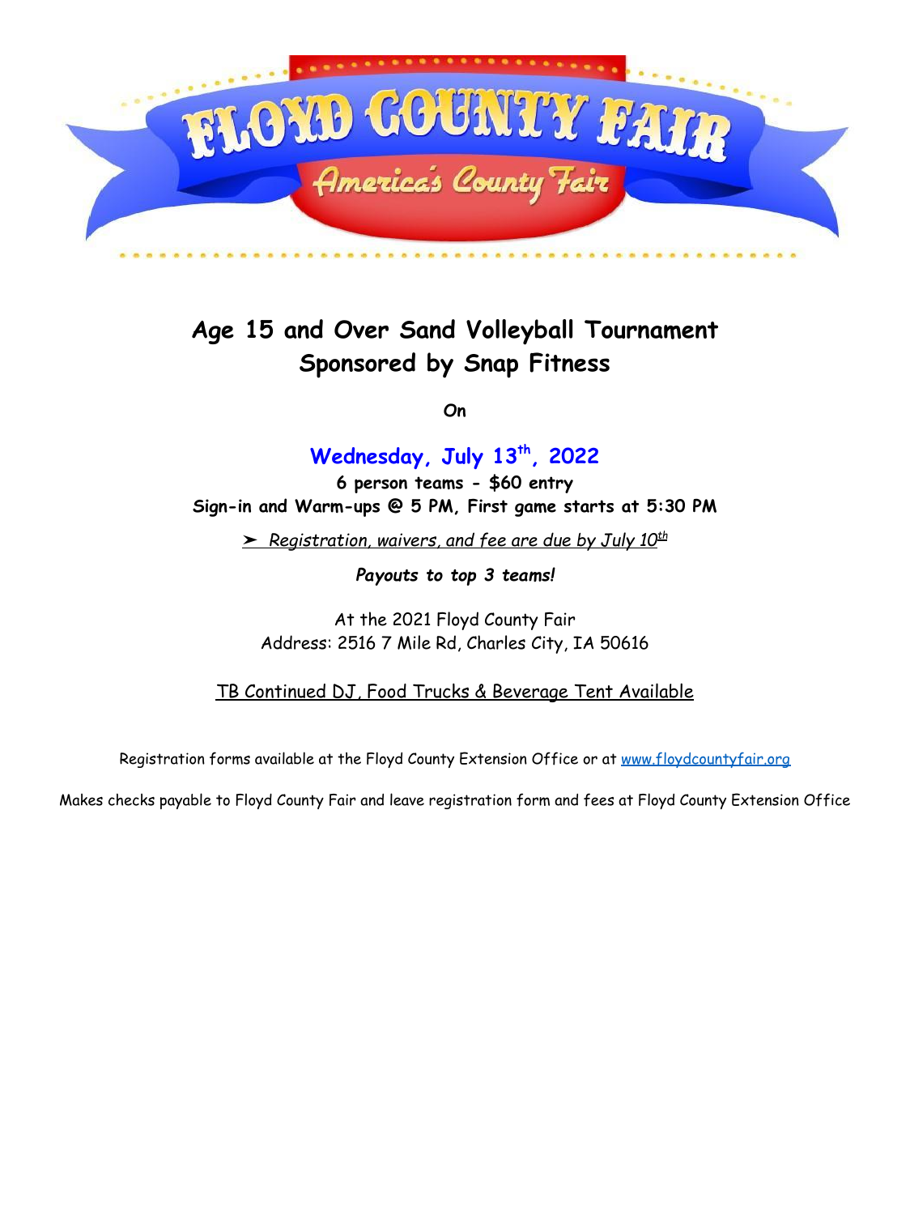# FLOYD COUNTY FAIR

*America's County Fair*

## Age 15 and Over Sand Volleyball Tournament
## Sponsored by Snap Fitness

***On***

### Wednesday, July 13th, 2022

**6 person teams - $60 entry**

**Sign-in and Warm-ups @ 5 PM, First game starts at 5:30 PM**

➢ *Registration, waivers, and fee are due by July 10th*

***Payouts to top 3 teams!***

At the 2021 Floyd County Fair
Address: 2516 7 Mile Rd, Charles City, IA 50616

TB Continued DJ, Food Trucks & Beverage Tent Available

Registration forms available at the Floyd County Extension Office or at www.floydcountyfair.org

Makes checks payable to Floyd County Fair and leave registration form and fees at Floyd County Extension Office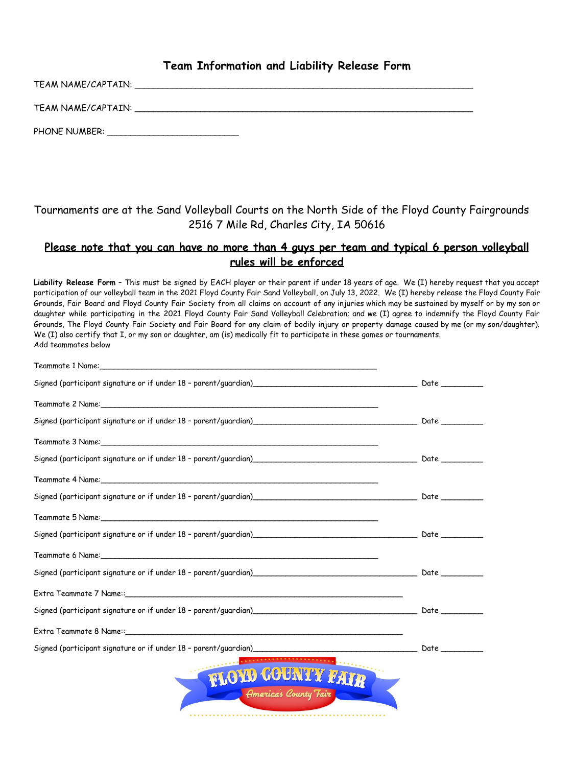# Team Information and Liability Release Form

TEAM NAME/CAPTAIN: ___________________________________________________________________

TEAM NAME/CAPTAIN: ___________________________________________________________________

PHONE NUMBER: __________________________

Tournaments are at the Sand Volleyball Courts on the North Side of the Floyd County Fairgrounds
2516 7 Mile Rd, Charles City, IA 50616

**Please note that you can have no more than 4 guys per team and typical 6 person volleyball rules will be enforced**

**Liability Release Form** – This must be signed by EACH player or their parent if under 18 years of age. We (I) hereby request that you accept participation of our volleyball team in the 2021 Floyd County Fair Sand Volleyball, on July 13, 2022. We (I) hereby release the Floyd County Fair Grounds, Fair Board and Floyd County Fair Society from all claims on account of any injuries which may be sustained by myself or by my son or daughter while participating in the 2021 Floyd County Fair Sand Volleyball Celebration; and we (I) agree to indemnify the Floyd County Fair Grounds, The Floyd County Fair Society and Fair Board for any claim of bodily injury or property damage caused by me (or my son/daughter). We (I) also certify that I, or my son or daughter, am (is) medically fit to participate in these games or tournaments.
Add teammates below

Teammate 1 Name:_______________________________________________________________

Signed (participant signature or if under 18 – parent/guardian)____________________________________ Date _________

Teammate 2 Name:_______________________________________________________________

Signed (participant signature or if under 18 – parent/guardian)____________________________________ Date _________

Teammate 3 Name:_______________________________________________________________

Signed (participant signature or if under 18 – parent/guardian)____________________________________ Date _________

Teammate 4 Name:_______________________________________________________________

Signed (participant signature or if under 18 – parent/guardian)____________________________________ Date _________

Teammate 5 Name:_______________________________________________________________

Signed (participant signature or if under 18 – parent/guardian)____________________________________ Date _________

Teammate 6 Name:_______________________________________________________________

Signed (participant signature or if under 18 – parent/guardian)____________________________________ Date _________

Extra Teammate 7 Name::_______________________________________________________________

Signed (participant signature or if under 18 – parent/guardian)____________________________________ Date _________

Extra Teammate 8 Name::_______________________________________________________________

Signed (participant signature or if under 18 – parent/guardian)____________________________________ Date _________

FLOYD COUNTY FAIR
America's County Fair